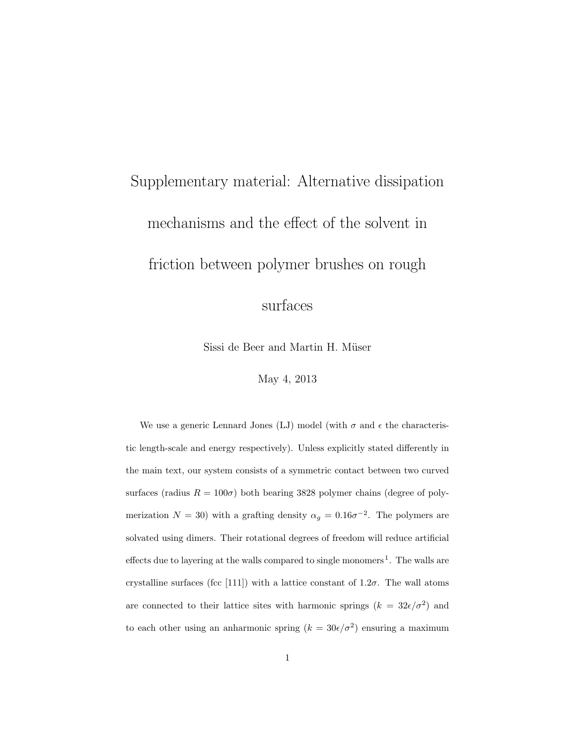# Supplementary material: Alternative dissipation mechanisms and the effect of the solvent in friction between polymer brushes on rough surfaces

Sissi de Beer and Martin H. Müser

May 4, 2013

We use a generic Lennard Jones (LJ) model (with $\sigma$ and $\epsilon$ the characteristic length-scale and energy respectively). Unless explicitly stated differently in the main text, our system consists of a symmetric contact between two curved surfaces (radius $R = 100\sigma$) both bearing 3828 polymer chains (degree of polymerization $N = 30$) with a grafting density $\alpha_g = 0.16\sigma^{-2}$. The polymers are solvated using dimers. Their rotational degrees of freedom will reduce artificial effects due to layering at the walls compared to single monomers[1]. The walls are crystalline surfaces (fcc [111]) with a lattice constant of $1.2\sigma$. The wall atoms are connected to their lattice sites with harmonic springs ($k = 32\epsilon/\sigma^2$) and to each other using an anharmonic spring ($k = 30\epsilon/\sigma^2$) ensuring a maximum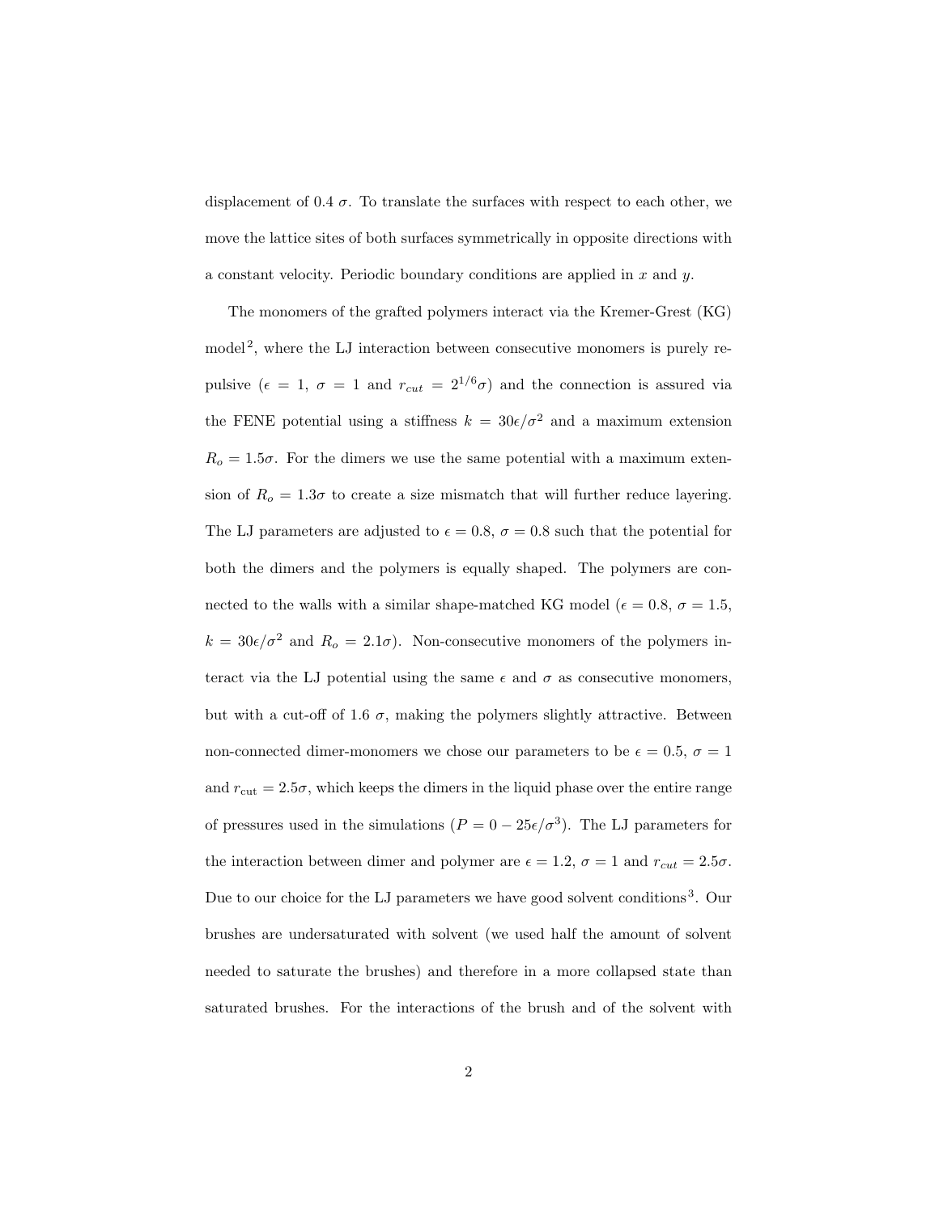displacement of 0.4 $\sigma$. To translate the surfaces with respect to each other, we move the lattice sites of both surfaces symmetrically in opposite directions with a constant velocity. Periodic boundary conditions are applied in $x$ and $y$.

The monomers of the grafted polymers interact via the Kremer-Grest (KG) model[2], where the LJ interaction between consecutive monomers is purely repulsive ($\epsilon = 1$, $\sigma = 1$ and $r_{cut} = 2^{1/6}\sigma$) and the connection is assured via the FENE potential using a stiffness $k = 30\epsilon/\sigma^2$ and a maximum extension $R_o = 1.5\sigma$. For the dimers we use the same potential with a maximum extension of $R_o = 1.3\sigma$ to create a size mismatch that will further reduce layering. The LJ parameters are adjusted to $\epsilon = 0.8$, $\sigma = 0.8$ such that the potential for both the dimers and the polymers is equally shaped. The polymers are connected to the walls with a similar shape-matched KG model ($\epsilon = 0.8$, $\sigma = 1.5$, $k = 30\epsilon/\sigma^2$ and $R_o = 2.1\sigma$). Non-consecutive monomers of the polymers interact via the LJ potential using the same $\epsilon$ and $\sigma$ as consecutive monomers, but with a cut-off of 1.6 $\sigma$, making the polymers slightly attractive. Between non-connected dimer-monomers we chose our parameters to be $\epsilon = 0.5$, $\sigma = 1$ and $r_{\text{cut}} = 2.5\sigma$, which keeps the dimers in the liquid phase over the entire range of pressures used in the simulations ($P = 0 - 25\epsilon/\sigma^3$). The LJ parameters for the interaction between dimer and polymer are $\epsilon = 1.2$, $\sigma = 1$ and $r_{cut} = 2.5\sigma$. Due to our choice for the LJ parameters we have good solvent conditions[3]. Our brushes are undersaturated with solvent (we used half the amount of solvent needed to saturate the brushes) and therefore in a more collapsed state than saturated brushes. For the interactions of the brush and of the solvent with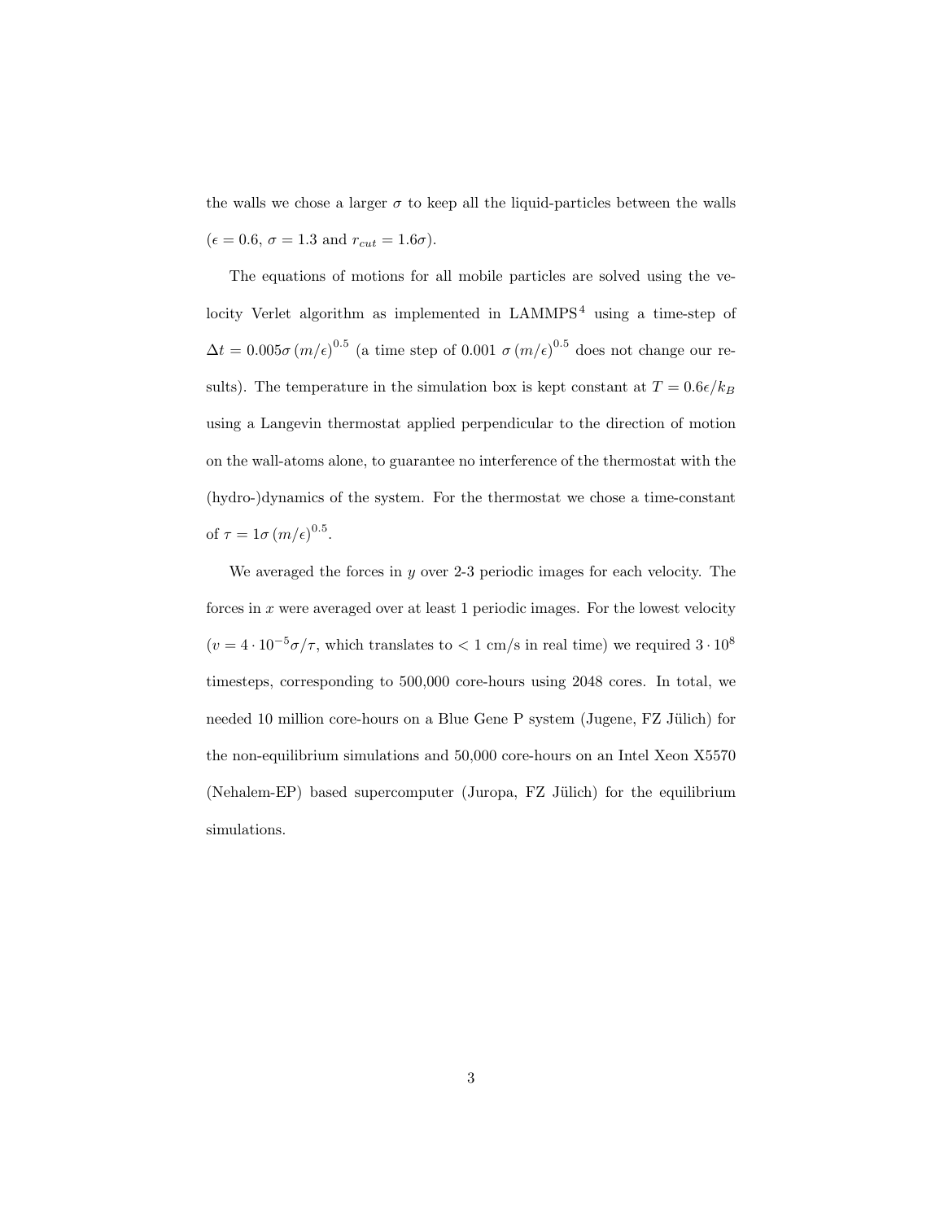the walls we chose a larger $\sigma$ to keep all the liquid-particles between the walls ($\epsilon = 0.6$, $\sigma = 1.3$ and $r_{cut} = 1.6\sigma$).

The equations of motions for all mobile particles are solved using the velocity Verlet algorithm as implemented in LAMMPS[4] using a time-step of $\Delta t = 0.005\sigma \left(m/\epsilon\right)^{0.5}$ (a time step of $0.001\ \sigma \left(m/\epsilon\right)^{0.5}$ does not change our results). The temperature in the simulation box is kept constant at $T = 0.6\epsilon/k_B$ using a Langevin thermostat applied perpendicular to the direction of motion on the wall-atoms alone, to guarantee no interference of the thermostat with the (hydro-)dynamics of the system. For the thermostat we chose a time-constant of $\tau = 1\sigma \left(m/\epsilon\right)^{0.5}$.

We averaged the forces in $y$ over 2-3 periodic images for each velocity. The forces in $x$ were averaged over at least 1 periodic images. For the lowest velocity ($v = 4 \cdot 10^{-5}\sigma/\tau$, which translates to $< 1$ cm/s in real time) we required $3 \cdot 10^{8}$ timesteps, corresponding to 500,000 core-hours using 2048 cores. In total, we needed 10 million core-hours on a Blue Gene P system (Jugene, FZ Jülich) for the non-equilibrium simulations and 50,000 core-hours on an Intel Xeon X5570 (Nehalem-EP) based supercomputer (Juropa, FZ Jülich) for the equilibrium simulations.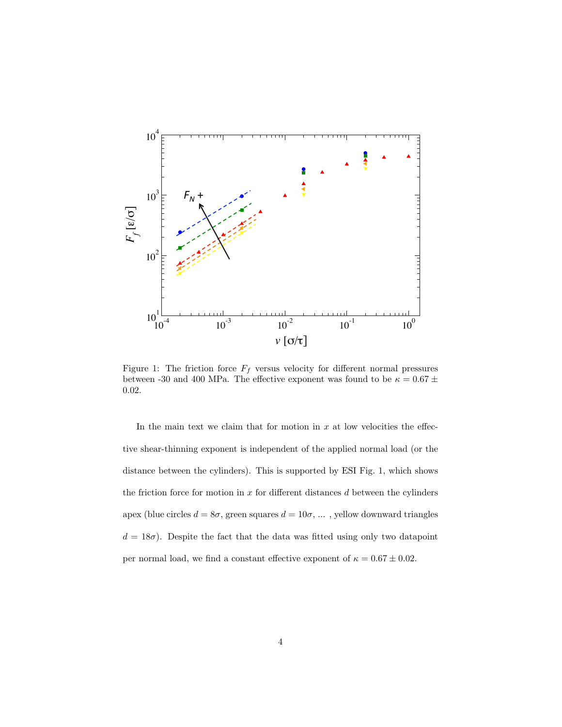Figure 1: The friction force $F_f$ versus velocity for different normal pressures between -30 and 400 MPa. The effective exponent was found to be $\kappa = 0.67 \pm 0.02$.

In the main text we claim that for motion in $x$ at low velocities the effective shear-thinning exponent is independent of the applied normal load (or the distance between the cylinders). This is supported by ESI Fig. 1, which shows the friction force for motion in $x$ for different distances $d$ between the cylinders apex (blue circles $d = 8\sigma$, green squares $d = 10\sigma$, ... , yellow downward triangles $d = 18\sigma$). Despite the fact that the data was fitted using only two datapoint per normal load, we find a constant effective exponent of $\kappa = 0.67 \pm 0.02$.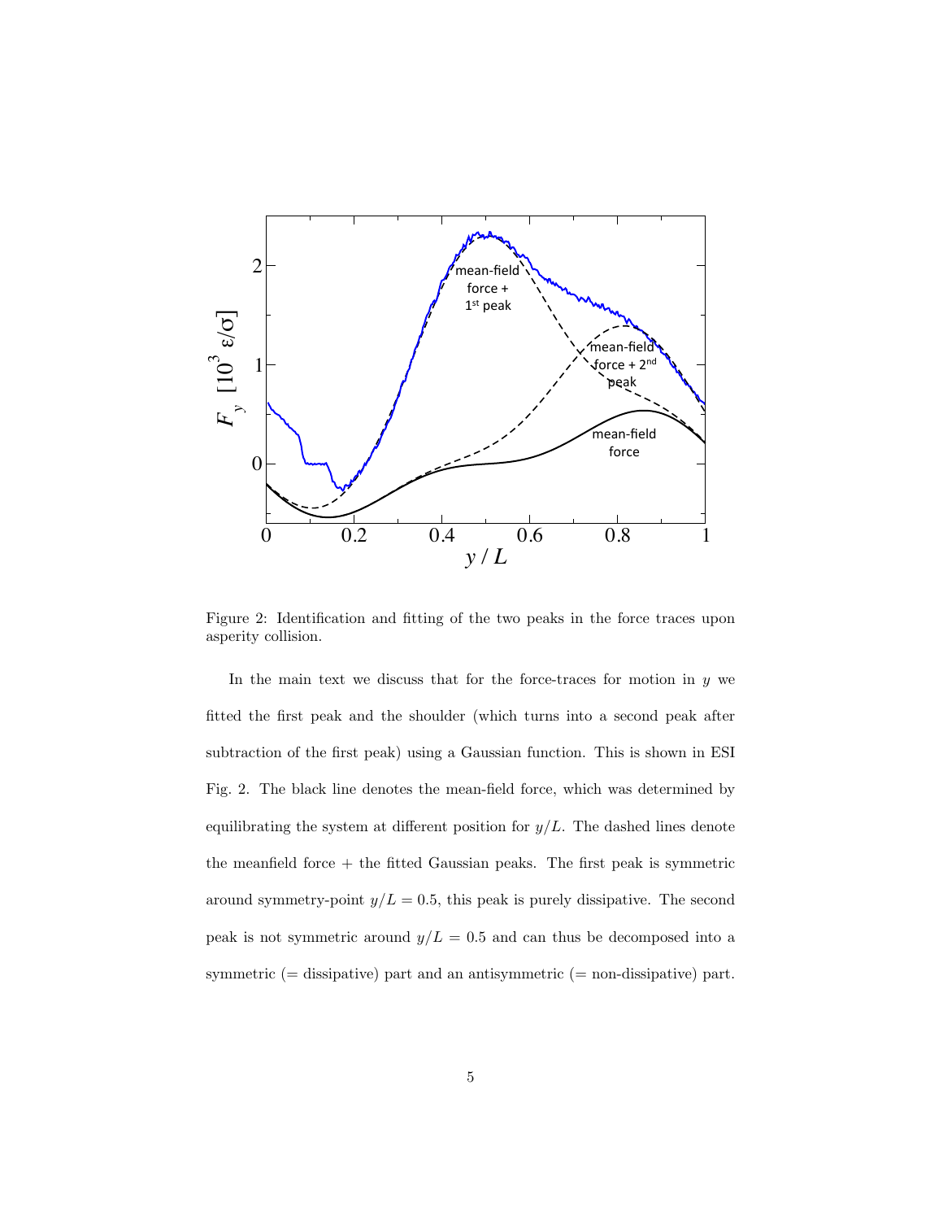Figure 2: Identification and fitting of the two peaks in the force traces upon asperity collision.

In the main text we discuss that for the force-traces for motion in $y$ we fitted the first peak and the shoulder (which turns into a second peak after subtraction of the first peak) using a Gaussian function. This is shown in ESI Fig. 2. The black line denotes the mean-field force, which was determined by equilibrating the system at different position for $y/L$. The dashed lines denote the meanfield force + the fitted Gaussian peaks. The first peak is symmetric around symmetry-point $y/L = 0.5$, this peak is purely dissipative. The second peak is not symmetric around $y/L = 0.5$ and can thus be decomposed into a symmetric (= dissipative) part and an antisymmetric (= non-dissipative) part.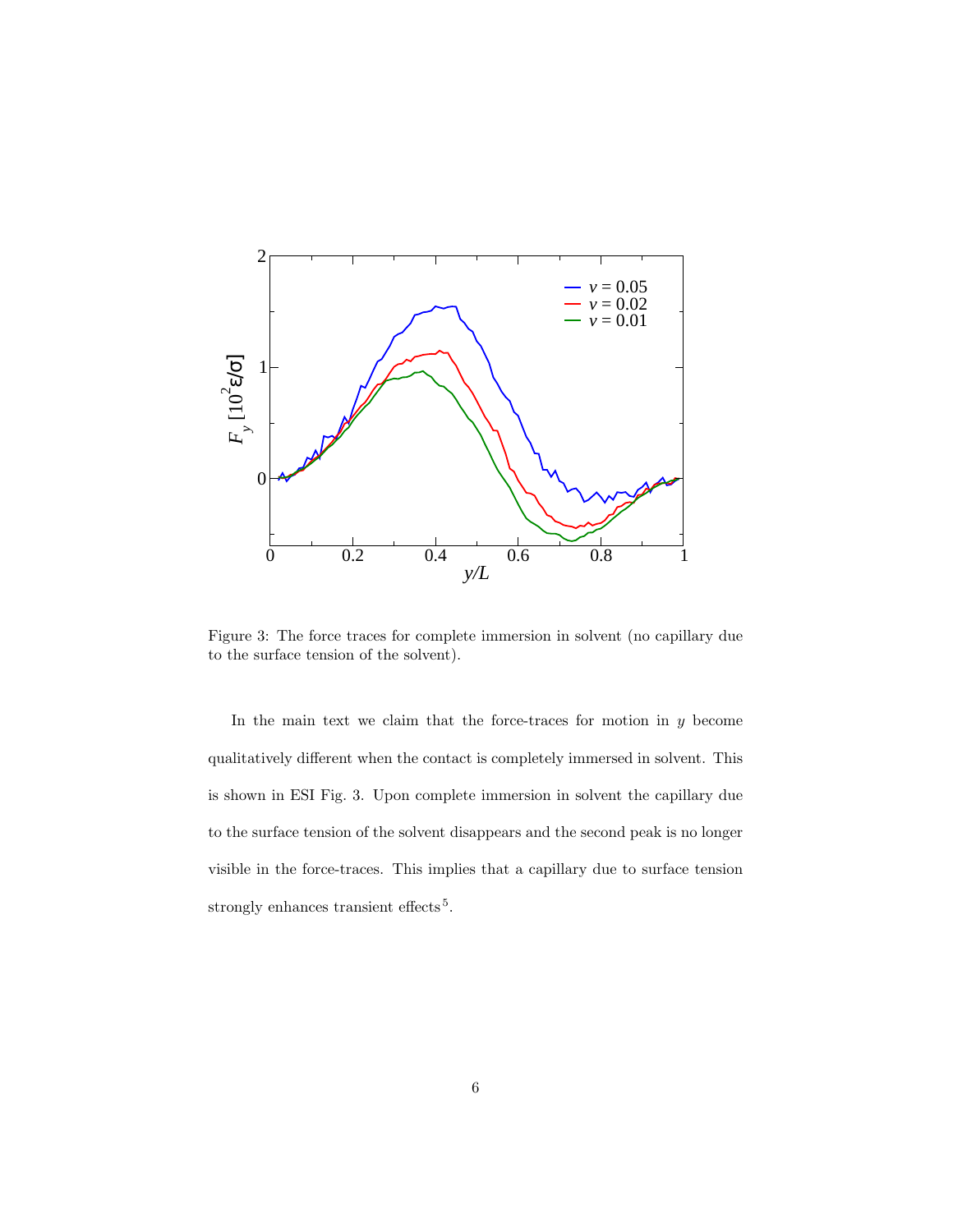Figure 3: The force traces for complete immersion in solvent (no capillary due to the surface tension of the solvent).

In the main text we claim that the force-traces for motion in $y$ become qualitatively different when the contact is completely immersed in solvent. This is shown in ESI Fig. 3. Upon complete immersion in solvent the capillary due to the surface tension of the solvent disappears and the second peak is no longer visible in the force-traces. This implies that a capillary due to surface tension strongly enhances transient effects[5].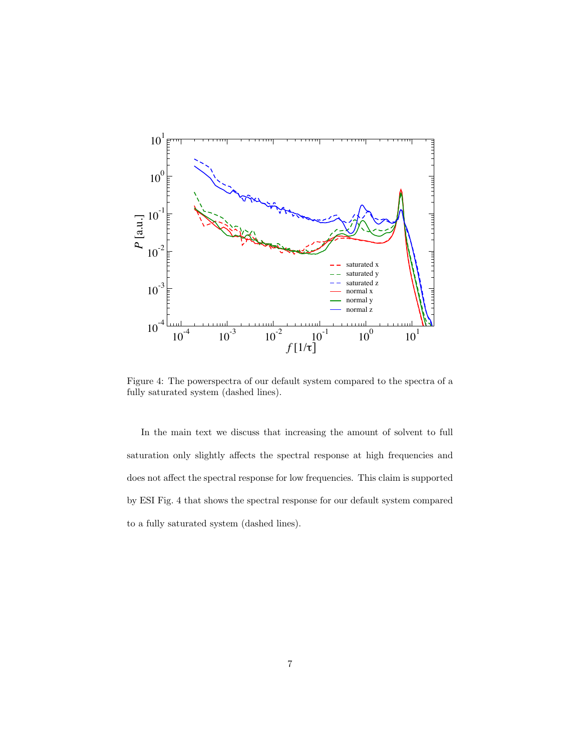Figure 4: The powerspectra of our default system compared to the spectra of a fully saturated system (dashed lines).

In the main text we discuss that increasing the amount of solvent to full saturation only slightly affects the spectral response at high frequencies and does not affect the spectral response for low frequencies. This claim is supported by ESI Fig. 4 that shows the spectral response for our default system compared to a fully saturated system (dashed lines).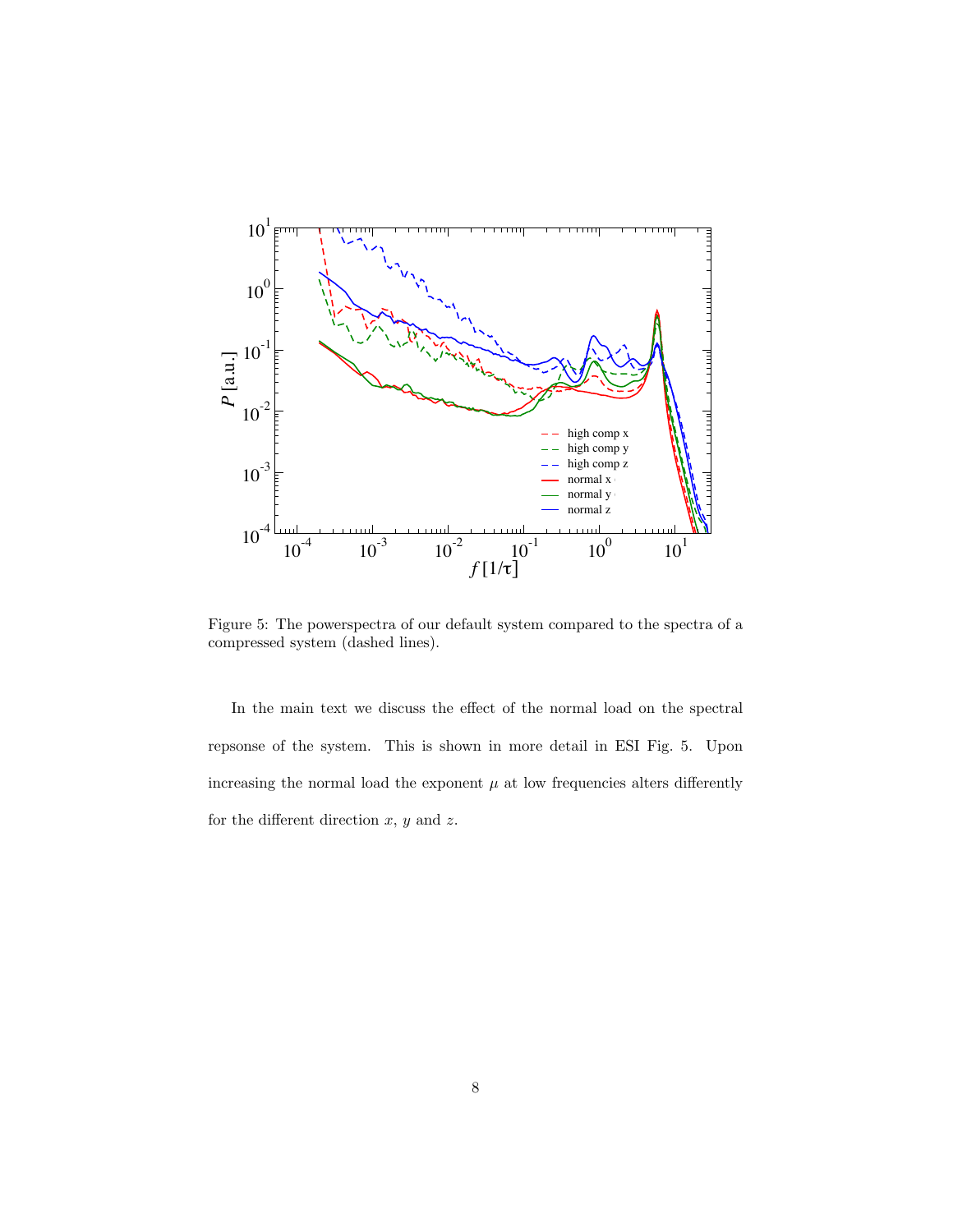Figure 5: The powerspectra of our default system compared to the spectra of a compressed system (dashed lines).

In the main text we discuss the effect of the normal load on the spectral repsonse of the system. This is shown in more detail in ESI Fig. 5. Upon increasing the normal load the exponent $\mu$ at low frequencies alters differently for the different direction $x$, $y$ and $z$.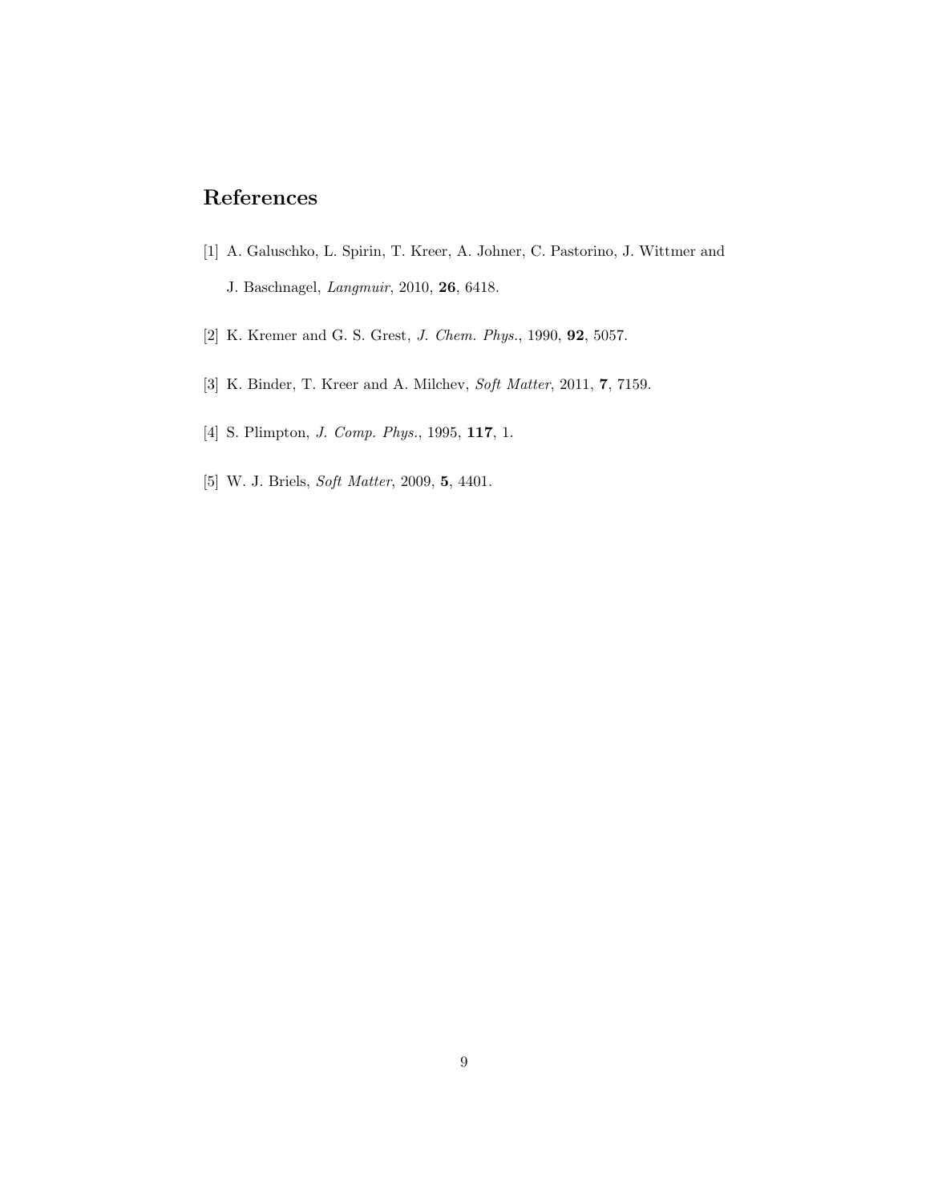## References

[1] A. Galuschko, L. Spirin, T. Kreer, A. Johner, C. Pastorino, J. Wittmer and J. Baschnagel, *Langmuir*, 2010, **26**, 6418.

[2] K. Kremer and G. S. Grest, *J. Chem. Phys.*, 1990, **92**, 5057.

[3] K. Binder, T. Kreer and A. Milchev, *Soft Matter*, 2011, **7**, 7159.

[4] S. Plimpton, *J. Comp. Phys.*, 1995, **117**, 1.

[5] W. J. Briels, *Soft Matter*, 2009, **5**, 4401.